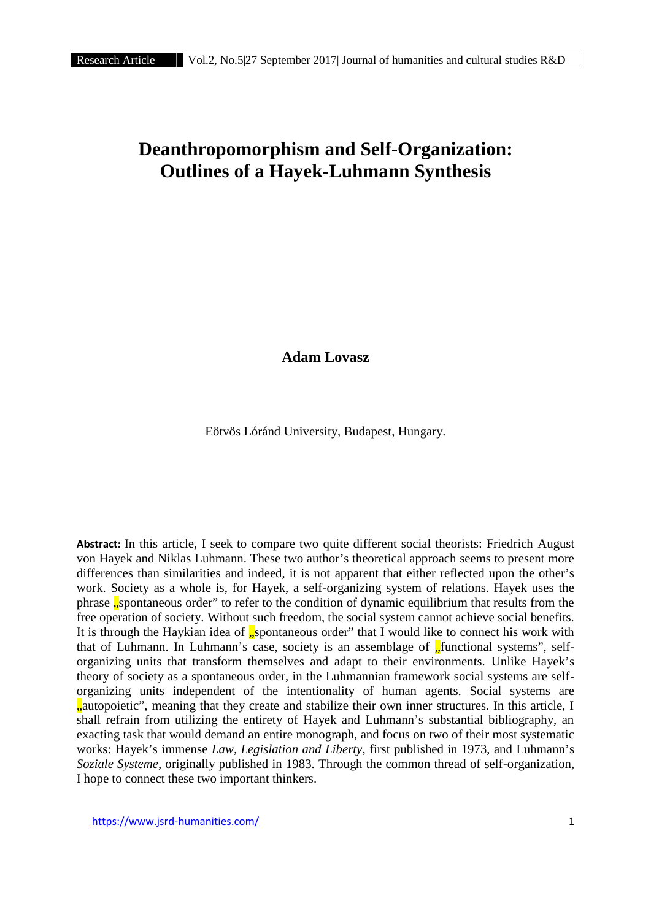# Deanthropomorphism and Self-Organization: Outlines of a Hayek-Luhmann Synthesis

**Adam Lovasz**

Eötvös Lóránd University, Budapest, Hungary.

**Abstract:** In this article, I seek to compare two quite different social theorists: Friedrich August von Hayek and Niklas Luhmann. These two author's theoretical approach seems to present more differences than similarities and indeed, it is not apparent that either reflected upon the other's work. Society as a whole is, for Hayek, a self-organizing system of relations. Hayek uses the phrase „spontaneous order" to refer to the condition of dynamic equilibrium that results from the free operation of society. Without such freedom, the social system cannot achieve social benefits. It is through the Haykian idea of „spontaneous order" that I would like to connect his work with that of Luhmann. In Luhmann's case, society is an assemblage of „functional systems", self-organizing units that transform themselves and adapt to their environments. Unlike Hayek's theory of society as a spontaneous order, in the Luhmannian framework social systems are self-organizing units independent of the intentionality of human agents. Social systems are „autopoietic", meaning that they create and stabilize their own inner structures. In this article, I shall refrain from utilizing the entirety of Hayek and Luhmann's substantial bibliography, an exacting task that would demand an entire monograph, and focus on two of their most systematic works: Hayek's immense *Law, Legislation and Liberty*, first published in 1973, and Luhmann's *Soziale Systeme*, originally published in 1983. Through the common thread of self-organization, I hope to connect these two important thinkers.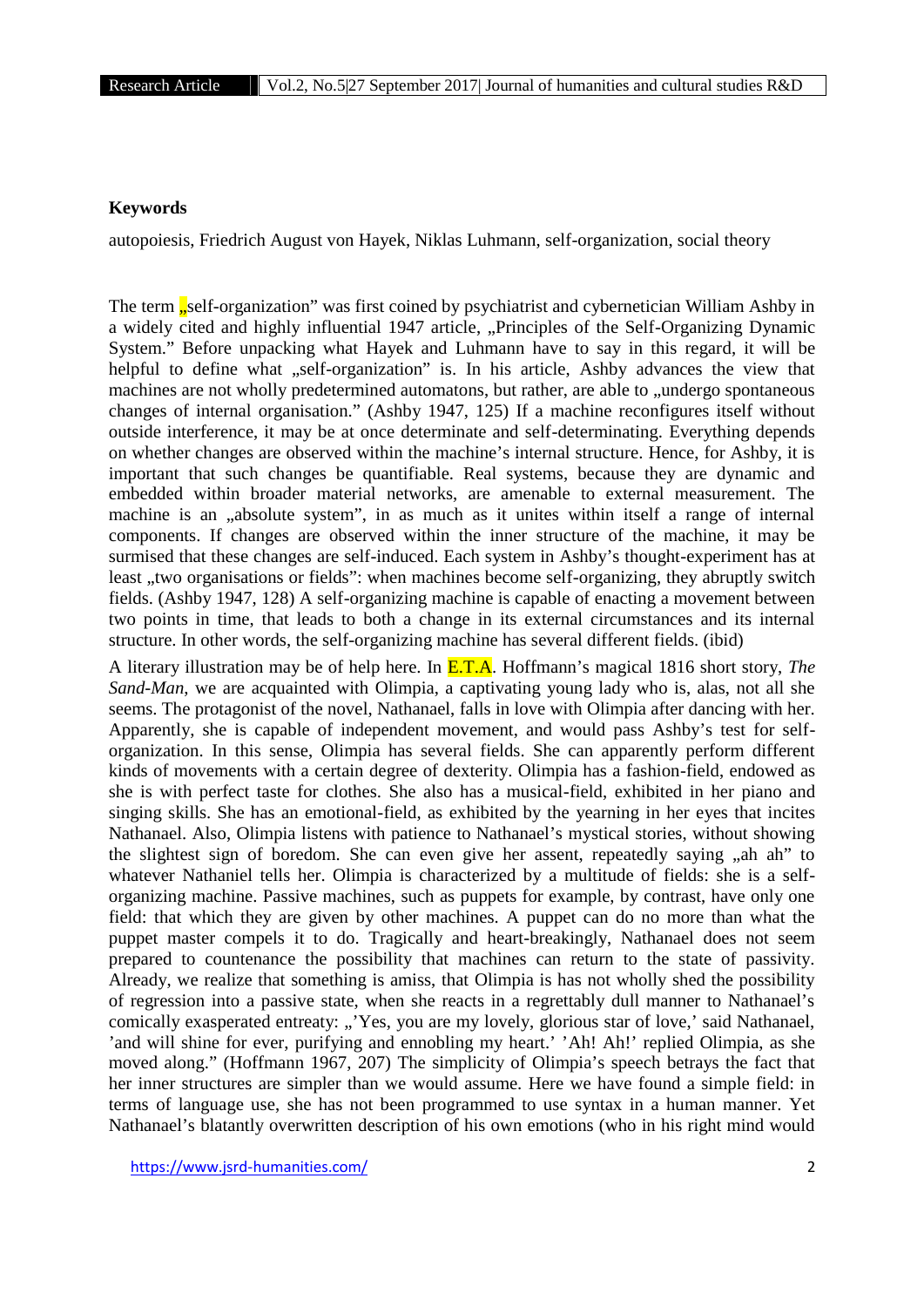### Keywords

autopoiesis, Friedrich August von Hayek, Niklas Luhmann, self-organization, social theory

The term „self-organization" was first coined by psychiatrist and cybernetician William Ashby in a widely cited and highly influential 1947 article, „Principles of the Self-Organizing Dynamic System." Before unpacking what Hayek and Luhmann have to say in this regard, it will be helpful to define what „self-organization" is. In his article, Ashby advances the view that machines are not wholly predetermined automatons, but rather, are able to „undergo spontaneous changes of internal organisation." (Ashby 1947, 125) If a machine reconfigures itself without outside interference, it may be at once determinate and self-determinating. Everything depends on whether changes are observed within the machine's internal structure. Hence, for Ashby, it is important that such changes be quantifiable. Real systems, because they are dynamic and embedded within broader material networks, are amenable to external measurement. The machine is an „absolute system", in as much as it unites within itself a range of internal components. If changes are observed within the inner structure of the machine, it may be surmised that these changes are self-induced. Each system in Ashby's thought-experiment has at least „two organisations or fields": when machines become self-organizing, they abruptly switch fields. (Ashby 1947, 128) A self-organizing machine is capable of enacting a movement between two points in time, that leads to both a change in its external circumstances and its internal structure. In other words, the self-organizing machine has several different fields. (ibid)

A literary illustration may be of help here. In E.T.A. Hoffmann's magical 1816 short story, *The Sand-Man*, we are acquainted with Olimpia, a captivating young lady who is, alas, not all she seems. The protagonist of the novel, Nathanael, falls in love with Olimpia after dancing with her. Apparently, she is capable of independent movement, and would pass Ashby's test for self-organization. In this sense, Olimpia has several fields. She can apparently perform different kinds of movements with a certain degree of dexterity. Olimpia has a fashion-field, endowed as she is with perfect taste for clothes. She also has a musical-field, exhibited in her piano and singing skills. She has an emotional-field, as exhibited by the yearning in her eyes that incites Nathanael. Also, Olimpia listens with patience to Nathanael's mystical stories, without showing the slightest sign of boredom. She can even give her assent, repeatedly saying „ah ah" to whatever Nathaniel tells her. Olimpia is characterized by a multitude of fields: she is a self-organizing machine. Passive machines, such as puppets for example, by contrast, have only one field: that which they are given by other machines. A puppet can do no more than what the puppet master compels it to do. Tragically and heart-breakingly, Nathanael does not seem prepared to countenance the possibility that machines can return to the state of passivity. Already, we realize that something is amiss, that Olimpia is has not wholly shed the possibility of regression into a passive state, when she reacts in a regrettably dull manner to Nathanael's comically exasperated entreaty: „'Yes, you are my lovely, glorious star of love,' said Nathanael, 'and will shine for ever, purifying and ennobling my heart.' 'Ah! Ah!' replied Olimpia, as she moved along." (Hoffmann 1967, 207) The simplicity of Olimpia's speech betrays the fact that her inner structures are simpler than we would assume. Here we have found a simple field: in terms of language use, she has not been programmed to use syntax in a human manner. Yet Nathanael's blatantly overwritten description of his own emotions (who in his right mind would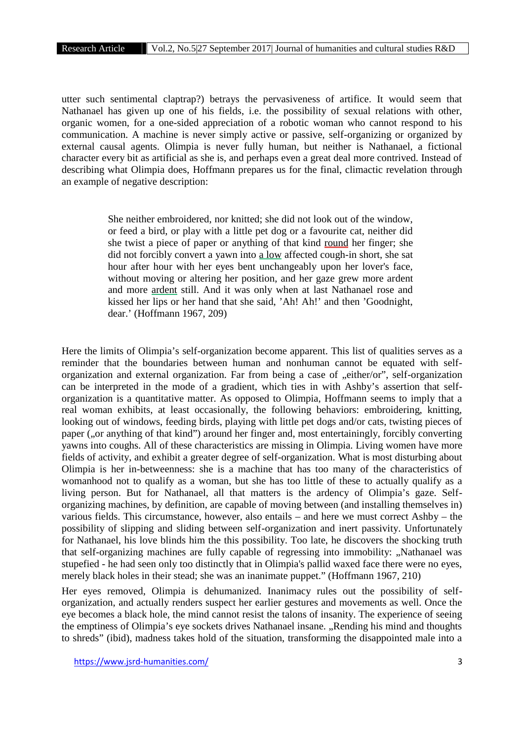utter such sentimental claptrap?) betrays the pervasiveness of artifice. It would seem that Nathanael has given up one of his fields, i.e. the possibility of sexual relations with other, organic women, for a one-sided appreciation of a robotic woman who cannot respond to his communication. A machine is never simply active or passive, self-organizing or organized by external causal agents. Olimpia is never fully human, but neither is Nathanael, a fictional character every bit as artificial as she is, and perhaps even a great deal more contrived. Instead of describing what Olimpia does, Hoffmann prepares us for the final, climactic revelation through an example of negative description:

> She neither embroidered, nor knitted; she did not look out of the window, or feed a bird, or play with a little pet dog or a favourite cat, neither did she twist a piece of paper or anything of that kind round her finger; she did not forcibly convert a yawn into a low affected cough-in short, she sat hour after hour with her eyes bent unchangeably upon her lover's face, without moving or altering her position, and her gaze grew more ardent and more ardent still. And it was only when at last Nathanael rose and kissed her lips or her hand that she said, 'Ah! Ah!' and then 'Goodnight, dear.' (Hoffmann 1967, 209)

Here the limits of Olimpia's self-organization become apparent. This list of qualities serves as a reminder that the boundaries between human and nonhuman cannot be equated with self-organization and external organization. Far from being a case of „either/or", self-organization can be interpreted in the mode of a gradient, which ties in with Ashby's assertion that self-organization is a quantitative matter. As opposed to Olimpia, Hoffmann seems to imply that a real woman exhibits, at least occasionally, the following behaviors: embroidering, knitting, looking out of windows, feeding birds, playing with little pet dogs and/or cats, twisting pieces of paper („or anything of that kind") around her finger and, most entertainingly, forcibly converting yawns into coughs. All of these characteristics are missing in Olimpia. Living women have more fields of activity, and exhibit a greater degree of self-organization. What is most disturbing about Olimpia is her in-betweenness: she is a machine that has too many of the characteristics of womanhood not to qualify as a woman, but she has too little of these to actually qualify as a living person. But for Nathanael, all that matters is the ardency of Olimpia's gaze. Self-organizing machines, by definition, are capable of moving between (and installing themselves in) various fields. This circumstance, however, also entails – and here we must correct Ashby – the possibility of slipping and sliding between self-organization and inert passivity. Unfortunately for Nathanael, his love blinds him the this possibility. Too late, he discovers the shocking truth that self-organizing machines are fully capable of regressing into immobility: „Nathanael was stupefied - he had seen only too distinctly that in Olimpia's pallid waxed face there were no eyes, merely black holes in their stead; she was an inanimate puppet." (Hoffmann 1967, 210)

Her eyes removed, Olimpia is dehumanized. Inanimacy rules out the possibility of self-organization, and actually renders suspect her earlier gestures and movements as well. Once the eye becomes a black hole, the mind cannot resist the talons of insanity. The experience of seeing the emptiness of Olimpia's eye sockets drives Nathanael insane. „Rending his mind and thoughts to shreds" (ibid), madness takes hold of the situation, transforming the disappointed male into a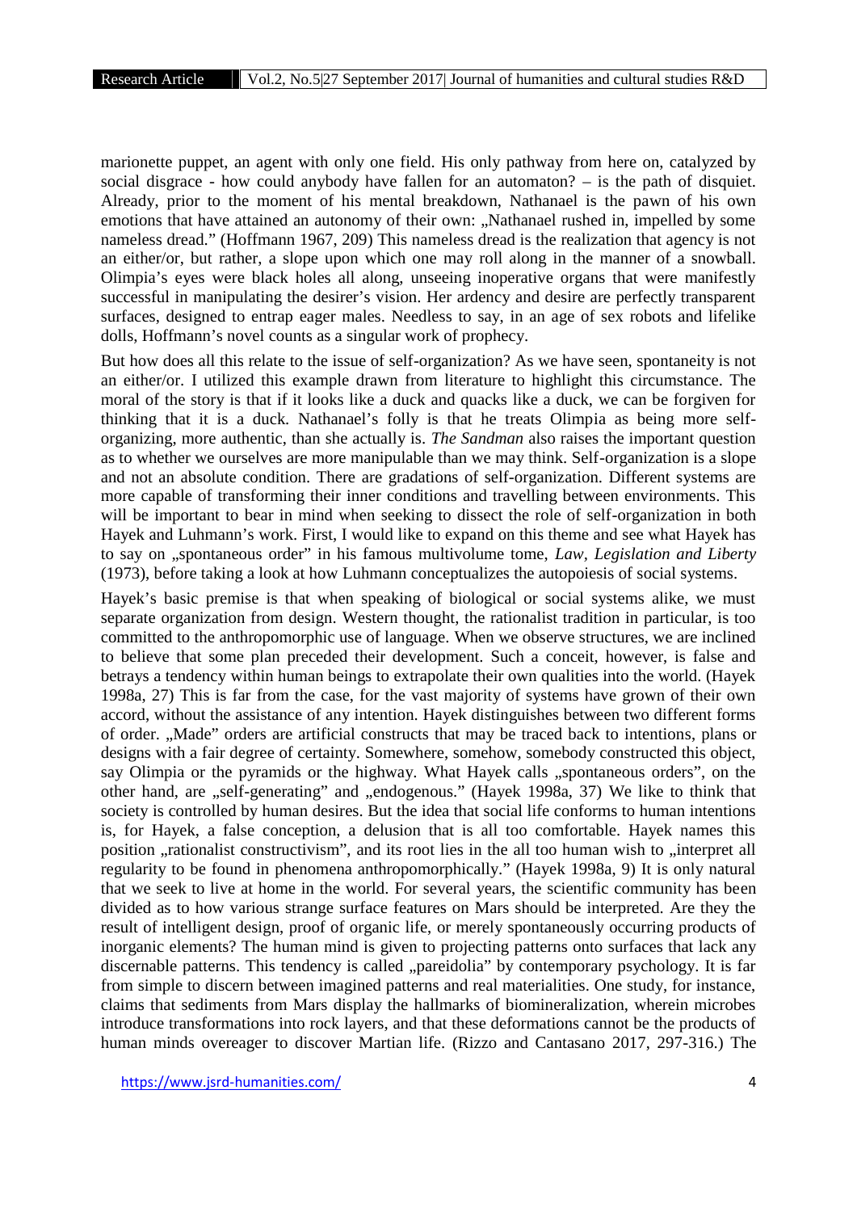marionette puppet, an agent with only one field. His only pathway from here on, catalyzed by social disgrace - how could anybody have fallen for an automaton? – is the path of disquiet. Already, prior to the moment of his mental breakdown, Nathanael is the pawn of his own emotions that have attained an autonomy of their own: „Nathanael rushed in, impelled by some nameless dread." (Hoffmann 1967, 209) This nameless dread is the realization that agency is not an either/or, but rather, a slope upon which one may roll along in the manner of a snowball. Olimpia's eyes were black holes all along, unseeing inoperative organs that were manifestly successful in manipulating the desirer's vision. Her ardency and desire are perfectly transparent surfaces, designed to entrap eager males. Needless to say, in an age of sex robots and lifelike dolls, Hoffmann's novel counts as a singular work of prophecy.

But how does all this relate to the issue of self-organization? As we have seen, spontaneity is not an either/or. I utilized this example drawn from literature to highlight this circumstance. The moral of the story is that if it looks like a duck and quacks like a duck, we can be forgiven for thinking that it is a duck. Nathanael's folly is that he treats Olimpia as being more self-organizing, more authentic, than she actually is. *The Sandman* also raises the important question as to whether we ourselves are more manipulable than we may think. Self-organization is a slope and not an absolute condition. There are gradations of self-organization. Different systems are more capable of transforming their inner conditions and travelling between environments. This will be important to bear in mind when seeking to dissect the role of self-organization in both Hayek and Luhmann's work. First, I would like to expand on this theme and see what Hayek has to say on „spontaneous order" in his famous multivolume tome, *Law, Legislation and Liberty* (1973), before taking a look at how Luhmann conceptualizes the autopoiesis of social systems.

Hayek's basic premise is that when speaking of biological or social systems alike, we must separate organization from design. Western thought, the rationalist tradition in particular, is too committed to the anthropomorphic use of language. When we observe structures, we are inclined to believe that some plan preceded their development. Such a conceit, however, is false and betrays a tendency within human beings to extrapolate their own qualities into the world. (Hayek 1998a, 27) This is far from the case, for the vast majority of systems have grown of their own accord, without the assistance of any intention. Hayek distinguishes between two different forms of order. „Made" orders are artificial constructs that may be traced back to intentions, plans or designs with a fair degree of certainty. Somewhere, somehow, somebody constructed this object, say Olimpia or the pyramids or the highway. What Hayek calls „spontaneous orders", on the other hand, are „self-generating" and „endogenous." (Hayek 1998a, 37) We like to think that society is controlled by human desires. But the idea that social life conforms to human intentions is, for Hayek, a false conception, a delusion that is all too comfortable. Hayek names this position „rationalist constructivism", and its root lies in the all too human wish to „interpret all regularity to be found in phenomena anthropomorphically." (Hayek 1998a, 9) It is only natural that we seek to live at home in the world. For several years, the scientific community has been divided as to how various strange surface features on Mars should be interpreted. Are they the result of intelligent design, proof of organic life, or merely spontaneously occurring products of inorganic elements? The human mind is given to projecting patterns onto surfaces that lack any discernable patterns. This tendency is called „pareidolia" by contemporary psychology. It is far from simple to discern between imagined patterns and real materialities. One study, for instance, claims that sediments from Mars display the hallmarks of biomineralization, wherein microbes introduce transformations into rock layers, and that these deformations cannot be the products of human minds overeager to discover Martian life. (Rizzo and Cantasano 2017, 297-316.) The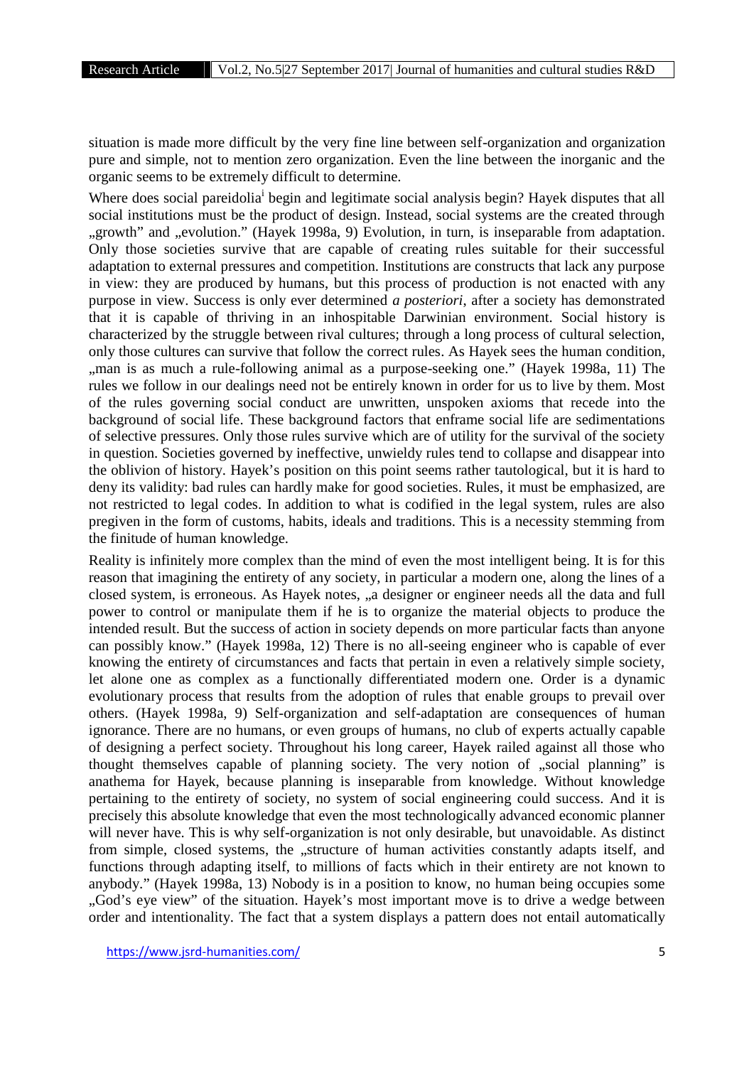situation is made more difficult by the very fine line between self-organization and organization pure and simple, not to mention zero organization. Even the line between the inorganic and the organic seems to be extremely difficult to determine.

Where does social pareidolia[i] begin and legitimate social analysis begin? Hayek disputes that all social institutions must be the product of design. Instead, social systems are the created through „growth" and „evolution." (Hayek 1998a, 9) Evolution, in turn, is inseparable from adaptation. Only those societies survive that are capable of creating rules suitable for their successful adaptation to external pressures and competition. Institutions are constructs that lack any purpose in view: they are produced by humans, but this process of production is not enacted with any purpose in view. Success is only ever determined *a posteriori*, after a society has demonstrated that it is capable of thriving in an inhospitable Darwinian environment. Social history is characterized by the struggle between rival cultures; through a long process of cultural selection, only those cultures can survive that follow the correct rules. As Hayek sees the human condition, „man is as much a rule-following animal as a purpose-seeking one." (Hayek 1998a, 11) The rules we follow in our dealings need not be entirely known in order for us to live by them. Most of the rules governing social conduct are unwritten, unspoken axioms that recede into the background of social life. These background factors that enframe social life are sedimentations of selective pressures. Only those rules survive which are of utility for the survival of the society in question. Societies governed by ineffective, unwieldy rules tend to collapse and disappear into the oblivion of history. Hayek's position on this point seems rather tautological, but it is hard to deny its validity: bad rules can hardly make for good societies. Rules, it must be emphasized, are not restricted to legal codes. In addition to what is codified in the legal system, rules are also pregiven in the form of customs, habits, ideals and traditions. This is a necessity stemming from the finitude of human knowledge.

Reality is infinitely more complex than the mind of even the most intelligent being. It is for this reason that imagining the entirety of any society, in particular a modern one, along the lines of a closed system, is erroneous. As Hayek notes, „a designer or engineer needs all the data and full power to control or manipulate them if he is to organize the material objects to produce the intended result. But the success of action in society depends on more particular facts than anyone can possibly know." (Hayek 1998a, 12) There is no all-seeing engineer who is capable of ever knowing the entirety of circumstances and facts that pertain in even a relatively simple society, let alone one as complex as a functionally differentiated modern one. Order is a dynamic evolutionary process that results from the adoption of rules that enable groups to prevail over others. (Hayek 1998a, 9) Self-organization and self-adaptation are consequences of human ignorance. There are no humans, or even groups of humans, no club of experts actually capable of designing a perfect society. Throughout his long career, Hayek railed against all those who thought themselves capable of planning society. The very notion of „social planning" is anathema for Hayek, because planning is inseparable from knowledge. Without knowledge pertaining to the entirety of society, no system of social engineering could success. And it is precisely this absolute knowledge that even the most technologically advanced economic planner will never have. This is why self-organization is not only desirable, but unavoidable. As distinct from simple, closed systems, the „structure of human activities constantly adapts itself, and functions through adapting itself, to millions of facts which in their entirety are not known to anybody." (Hayek 1998a, 13) Nobody is in a position to know, no human being occupies some „God's eye view" of the situation. Hayek's most important move is to drive a wedge between order and intentionality. The fact that a system displays a pattern does not entail automatically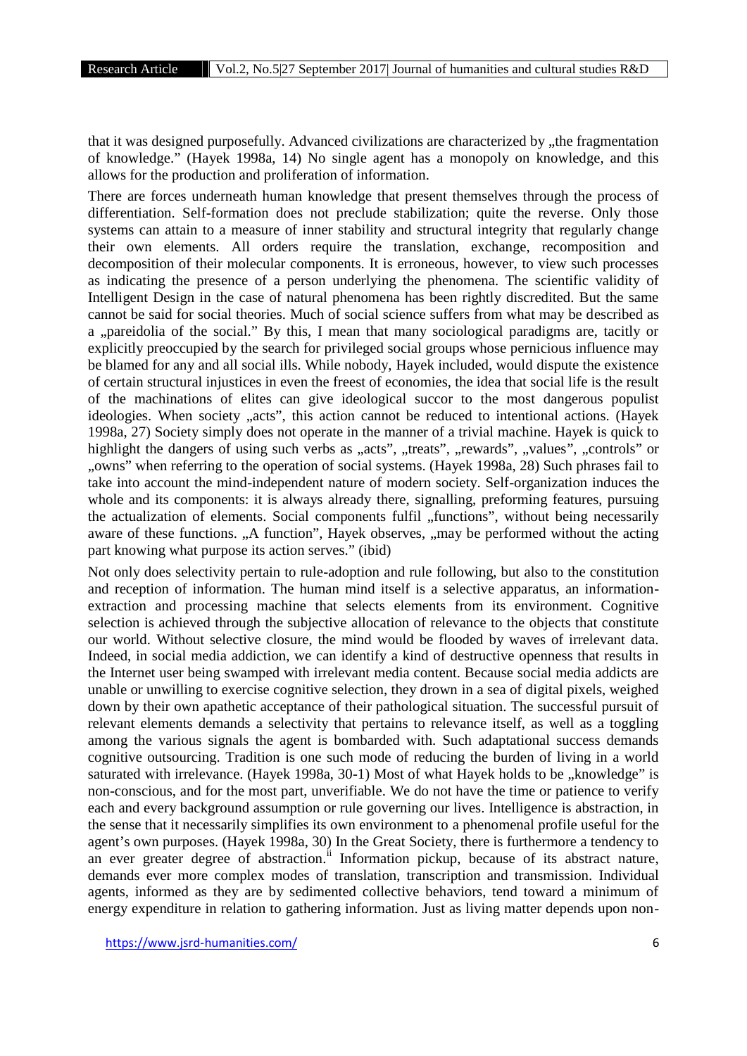that it was designed purposefully. Advanced civilizations are characterized by „the fragmentation of knowledge." (Hayek 1998a, 14) No single agent has a monopoly on knowledge, and this allows for the production and proliferation of information.

There are forces underneath human knowledge that present themselves through the process of differentiation. Self-formation does not preclude stabilization; quite the reverse. Only those systems can attain to a measure of inner stability and structural integrity that regularly change their own elements. All orders require the translation, exchange, recomposition and decomposition of their molecular components. It is erroneous, however, to view such processes as indicating the presence of a person underlying the phenomena. The scientific validity of Intelligent Design in the case of natural phenomena has been rightly discredited. But the same cannot be said for social theories. Much of social science suffers from what may be described as a „pareidolia of the social." By this, I mean that many sociological paradigms are, tacitly or explicitly preoccupied by the search for privileged social groups whose pernicious influence may be blamed for any and all social ills. While nobody, Hayek included, would dispute the existence of certain structural injustices in even the freest of economies, the idea that social life is the result of the machinations of elites can give ideological succor to the most dangerous populist ideologies. When society „acts", this action cannot be reduced to intentional actions. (Hayek 1998a, 27) Society simply does not operate in the manner of a trivial machine. Hayek is quick to highlight the dangers of using such verbs as „acts", „treats", „rewards", „values", „controls" or „owns" when referring to the operation of social systems. (Hayek 1998a, 28) Such phrases fail to take into account the mind-independent nature of modern society. Self-organization induces the whole and its components: it is always already there, signalling, preforming features, pursuing the actualization of elements. Social components fulfil „functions", without being necessarily aware of these functions. „A function", Hayek observes, „may be performed without the acting part knowing what purpose its action serves." (ibid)

Not only does selectivity pertain to rule-adoption and rule following, but also to the constitution and reception of information. The human mind itself is a selective apparatus, an information-extraction and processing machine that selects elements from its environment. Cognitive selection is achieved through the subjective allocation of relevance to the objects that constitute our world. Without selective closure, the mind would be flooded by waves of irrelevant data. Indeed, in social media addiction, we can identify a kind of destructive openness that results in the Internet user being swamped with irrelevant media content. Because social media addicts are unable or unwilling to exercise cognitive selection, they drown in a sea of digital pixels, weighed down by their own apathetic acceptance of their pathological situation. The successful pursuit of relevant elements demands a selectivity that pertains to relevance itself, as well as a toggling among the various signals the agent is bombarded with. Such adaptational success demands cognitive outsourcing. Tradition is one such mode of reducing the burden of living in a world saturated with irrelevance. (Hayek 1998a, 30-1) Most of what Hayek holds to be „knowledge" is non-conscious, and for the most part, unverifiable. We do not have the time or patience to verify each and every background assumption or rule governing our lives. Intelligence is abstraction, in the sense that it necessarily simplifies its own environment to a phenomenal profile useful for the agent's own purposes. (Hayek 1998a, 30) In the Great Society, there is furthermore a tendency to an ever greater degree of abstraction.[ii] Information pickup, because of its abstract nature, demands ever more complex modes of translation, transcription and transmission. Individual agents, informed as they are by sedimented collective behaviors, tend toward a minimum of energy expenditure in relation to gathering information. Just as living matter depends upon non-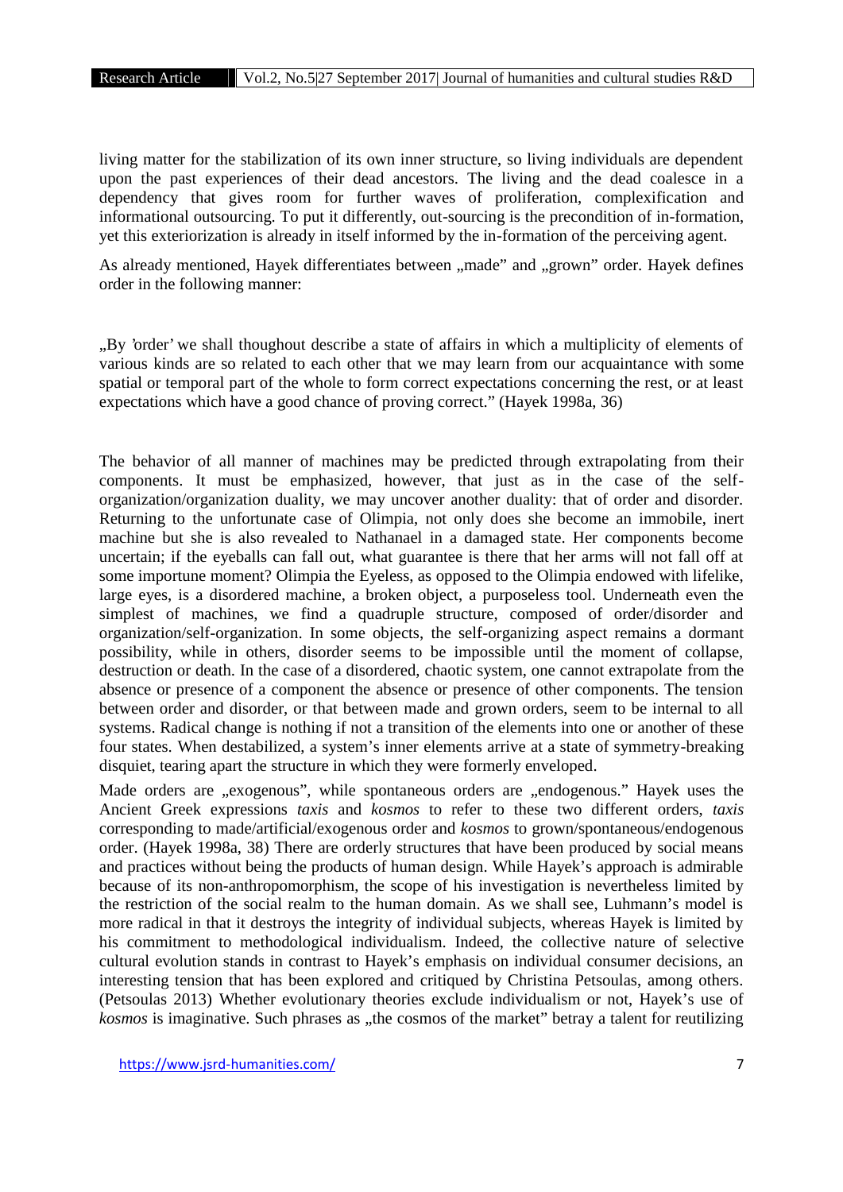living matter for the stabilization of its own inner structure, so living individuals are dependent upon the past experiences of their dead ancestors. The living and the dead coalesce in a dependency that gives room for further waves of proliferation, complexification and informational outsourcing. To put it differently, out-sourcing is the precondition of in-formation, yet this exteriorization is already in itself informed by the in-formation of the perceiving agent.

As already mentioned, Hayek differentiates between „made" and „grown" order. Hayek defines order in the following manner:

„By 'order' we shall thoughout describe a state of affairs in which a multiplicity of elements of various kinds are so related to each other that we may learn from our acquaintance with some spatial or temporal part of the whole to form correct expectations concerning the rest, or at least expectations which have a good chance of proving correct." (Hayek 1998a, 36)

The behavior of all manner of machines may be predicted through extrapolating from their components. It must be emphasized, however, that just as in the case of the self-organization/organization duality, we may uncover another duality: that of order and disorder. Returning to the unfortunate case of Olimpia, not only does she become an immobile, inert machine but she is also revealed to Nathanael in a damaged state. Her components become uncertain; if the eyeballs can fall out, what guarantee is there that her arms will not fall off at some importune moment? Olimpia the Eyeless, as opposed to the Olimpia endowed with lifelike, large eyes, is a disordered machine, a broken object, a purposeless tool. Underneath even the simplest of machines, we find a quadruple structure, composed of order/disorder and organization/self-organization. In some objects, the self-organizing aspect remains a dormant possibility, while in others, disorder seems to be impossible until the moment of collapse, destruction or death. In the case of a disordered, chaotic system, one cannot extrapolate from the absence or presence of a component the absence or presence of other components. The tension between order and disorder, or that between made and grown orders, seem to be internal to all systems. Radical change is nothing if not a transition of the elements into one or another of these four states. When destabilized, a system's inner elements arrive at a state of symmetry-breaking disquiet, tearing apart the structure in which they were formerly enveloped.

Made orders are „exogenous", while spontaneous orders are „endogenous." Hayek uses the Ancient Greek expressions *taxis* and *kosmos* to refer to these two different orders, *taxis* corresponding to made/artificial/exogenous order and *kosmos* to grown/spontaneous/endogenous order. (Hayek 1998a, 38) There are orderly structures that have been produced by social means and practices without being the products of human design. While Hayek's approach is admirable because of its non-anthropomorphism, the scope of his investigation is nevertheless limited by the restriction of the social realm to the human domain. As we shall see, Luhmann's model is more radical in that it destroys the integrity of individual subjects, whereas Hayek is limited by his commitment to methodological individualism. Indeed, the collective nature of selective cultural evolution stands in contrast to Hayek's emphasis on individual consumer decisions, an interesting tension that has been explored and critiqued by Christina Petsoulas, among others. (Petsoulas 2013) Whether evolutionary theories exclude individualism or not, Hayek's use of *kosmos* is imaginative. Such phrases as „the cosmos of the market" betray a talent for reutilizing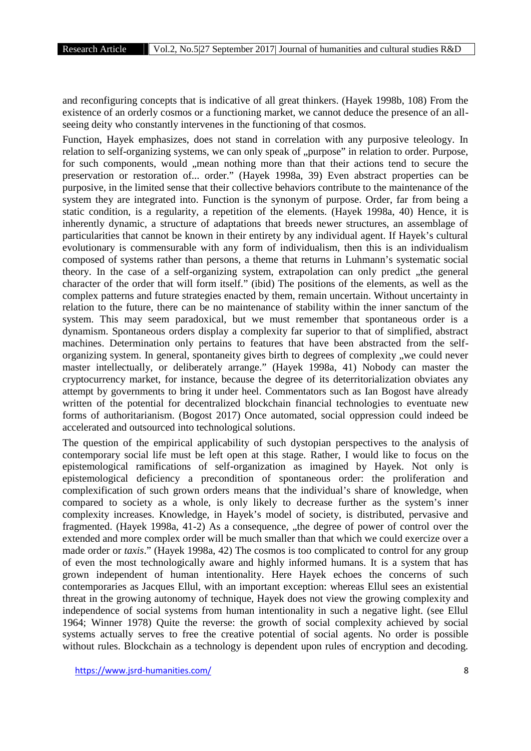and reconfiguring concepts that is indicative of all great thinkers. (Hayek 1998b, 108) From the existence of an orderly cosmos or a functioning market, we cannot deduce the presence of an all-seeing deity who constantly intervenes in the functioning of that cosmos.

Function, Hayek emphasizes, does not stand in correlation with any purposive teleology. In relation to self-organizing systems, we can only speak of „purpose" in relation to order. Purpose, for such components, would „mean nothing more than that their actions tend to secure the preservation or restoration of... order." (Hayek 1998a, 39) Even abstract properties can be purposive, in the limited sense that their collective behaviors contribute to the maintenance of the system they are integrated into. Function is the synonym of purpose. Order, far from being a static condition, is a regularity, a repetition of the elements. (Hayek 1998a, 40) Hence, it is inherently dynamic, a structure of adaptations that breeds newer structures, an assemblage of particularities that cannot be known in their entirety by any individual agent. If Hayek's cultural evolutionary is commensurable with any form of individualism, then this is an individualism composed of systems rather than persons, a theme that returns in Luhmann's systematic social theory. In the case of a self-organizing system, extrapolation can only predict „the general character of the order that will form itself." (ibid) The positions of the elements, as well as the complex patterns and future strategies enacted by them, remain uncertain. Without uncertainty in relation to the future, there can be no maintenance of stability within the inner sanctum of the system. This may seem paradoxical, but we must remember that spontaneous order is a dynamism. Spontaneous orders display a complexity far superior to that of simplified, abstract machines. Determination only pertains to features that have been abstracted from the self-organizing system. In general, spontaneity gives birth to degrees of complexity „we could never master intellectually, or deliberately arrange." (Hayek 1998a, 41) Nobody can master the cryptocurrency market, for instance, because the degree of its deterritorialization obviates any attempt by governments to bring it under heel. Commentators such as Ian Bogost have already written of the potential for decentralized blockchain financial technologies to eventuate new forms of authoritarianism. (Bogost 2017) Once automated, social oppression could indeed be accelerated and outsourced into technological solutions.

The question of the empirical applicability of such dystopian perspectives to the analysis of contemporary social life must be left open at this stage. Rather, I would like to focus on the epistemological ramifications of self-organization as imagined by Hayek. Not only is epistemological deficiency a precondition of spontaneous order: the proliferation and complexification of such grown orders means that the individual's share of knowledge, when compared to society as a whole, is only likely to decrease further as the system's inner complexity increases. Knowledge, in Hayek's model of society, is distributed, pervasive and fragmented. (Hayek 1998a, 41-2) As a consequence, „the degree of power of control over the extended and more complex order will be much smaller than that which we could exercize over a made order or *taxis*." (Hayek 1998a, 42) The cosmos is too complicated to control for any group of even the most technologically aware and highly informed humans. It is a system that has grown independent of human intentionality. Here Hayek echoes the concerns of such contemporaries as Jacques Ellul, with an important exception: whereas Ellul sees an existential threat in the growing autonomy of technique, Hayek does not view the growing complexity and independence of social systems from human intentionality in such a negative light. (see Ellul 1964; Winner 1978) Quite the reverse: the growth of social complexity achieved by social systems actually serves to free the creative potential of social agents. No order is possible without rules. Blockchain as a technology is dependent upon rules of encryption and decoding.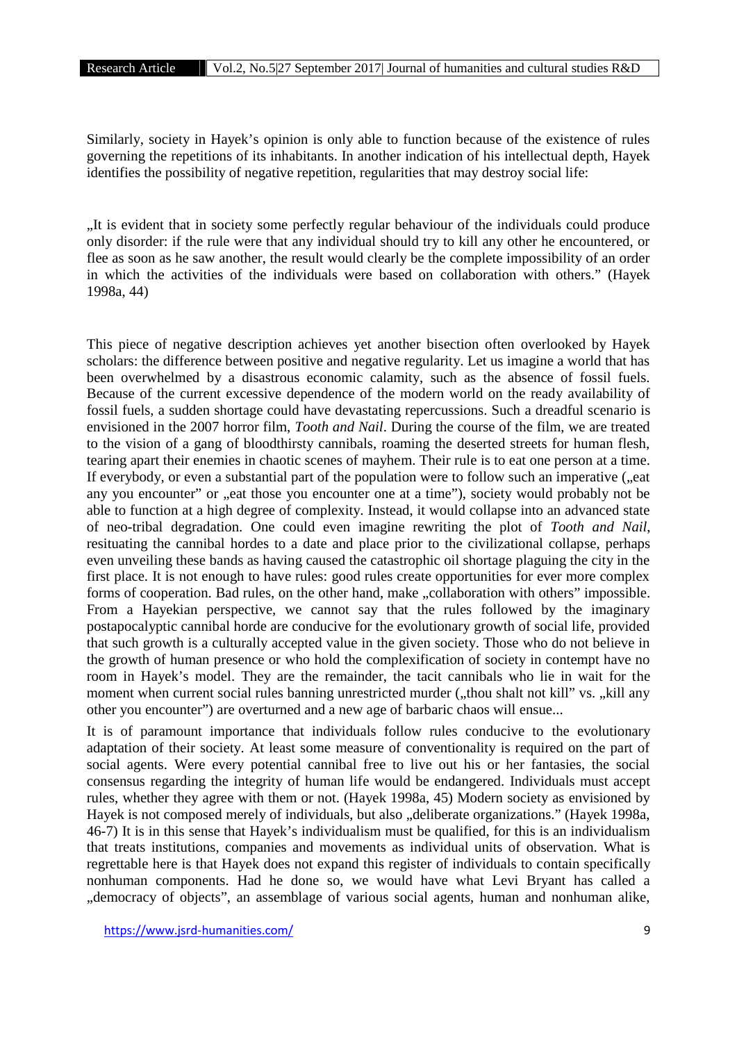Similarly, society in Hayek's opinion is only able to function because of the existence of rules governing the repetitions of its inhabitants. In another indication of his intellectual depth, Hayek identifies the possibility of negative repetition, regularities that may destroy social life:

„It is evident that in society some perfectly regular behaviour of the individuals could produce only disorder: if the rule were that any individual should try to kill any other he encountered, or flee as soon as he saw another, the result would clearly be the complete impossibility of an order in which the activities of the individuals were based on collaboration with others." (Hayek 1998a, 44)

This piece of negative description achieves yet another bisection often overlooked by Hayek scholars: the difference between positive and negative regularity. Let us imagine a world that has been overwhelmed by a disastrous economic calamity, such as the absence of fossil fuels. Because of the current excessive dependence of the modern world on the ready availability of fossil fuels, a sudden shortage could have devastating repercussions. Such a dreadful scenario is envisioned in the 2007 horror film, *Tooth and Nail*. During the course of the film, we are treated to the vision of a gang of bloodthirsty cannibals, roaming the deserted streets for human flesh, tearing apart their enemies in chaotic scenes of mayhem. Their rule is to eat one person at a time. If everybody, or even a substantial part of the population were to follow such an imperative („eat any you encounter" or „eat those you encounter one at a time"), society would probably not be able to function at a high degree of complexity. Instead, it would collapse into an advanced state of neo-tribal degradation. One could even imagine rewriting the plot of *Tooth and Nail*, resituating the cannibal hordes to a date and place prior to the civilizational collapse, perhaps even unveiling these bands as having caused the catastrophic oil shortage plaguing the city in the first place. It is not enough to have rules: good rules create opportunities for ever more complex forms of cooperation. Bad rules, on the other hand, make „collaboration with others" impossible. From a Hayekian perspective, we cannot say that the rules followed by the imaginary postapocalyptic cannibal horde are conducive for the evolutionary growth of social life, provided that such growth is a culturally accepted value in the given society. Those who do not believe in the growth of human presence or who hold the complexification of society in contempt have no room in Hayek's model. They are the remainder, the tacit cannibals who lie in wait for the moment when current social rules banning unrestricted murder („thou shalt not kill" vs. „kill any other you encounter") are overturned and a new age of barbaric chaos will ensue...

It is of paramount importance that individuals follow rules conducive to the evolutionary adaptation of their society. At least some measure of conventionality is required on the part of social agents. Were every potential cannibal free to live out his or her fantasies, the social consensus regarding the integrity of human life would be endangered. Individuals must accept rules, whether they agree with them or not. (Hayek 1998a, 45) Modern society as envisioned by Hayek is not composed merely of individuals, but also „deliberate organizations." (Hayek 1998a, 46-7) It is in this sense that Hayek's individualism must be qualified, for this is an individualism that treats institutions, companies and movements as individual units of observation. What is regrettable here is that Hayek does not expand this register of individuals to contain specifically nonhuman components. Had he done so, we would have what Levi Bryant has called a „democracy of objects", an assemblage of various social agents, human and nonhuman alike,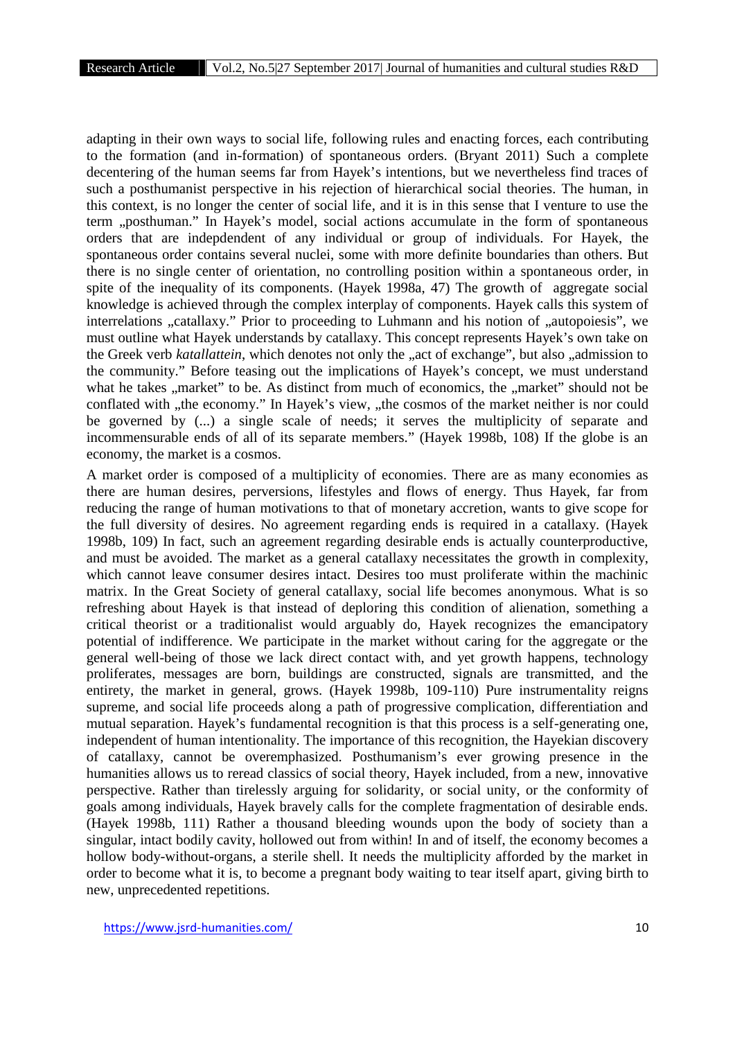adapting in their own ways to social life, following rules and enacting forces, each contributing to the formation (and in-formation) of spontaneous orders. (Bryant 2011) Such a complete decentering of the human seems far from Hayek's intentions, but we nevertheless find traces of such a posthumanist perspective in his rejection of hierarchical social theories. The human, in this context, is no longer the center of social life, and it is in this sense that I venture to use the term „posthuman." In Hayek's model, social actions accumulate in the form of spontaneous orders that are indepdendent of any individual or group of individuals. For Hayek, the spontaneous order contains several nuclei, some with more definite boundaries than others. But there is no single center of orientation, no controlling position within a spontaneous order, in spite of the inequality of its components. (Hayek 1998a, 47) The growth of aggregate social knowledge is achieved through the complex interplay of components. Hayek calls this system of interrelations „catallaxy." Prior to proceeding to Luhmann and his notion of „autopoiesis", we must outline what Hayek understands by catallaxy. This concept represents Hayek's own take on the Greek verb *katallattein*, which denotes not only the „act of exchange", but also „admission to the community." Before teasing out the implications of Hayek's concept, we must understand what he takes „market" to be. As distinct from much of economics, the „market" should not be conflated with „the economy." In Hayek's view, „the cosmos of the market neither is nor could be governed by (...) a single scale of needs; it serves the multiplicity of separate and incommensurable ends of all of its separate members." (Hayek 1998b, 108) If the globe is an economy, the market is a cosmos.

A market order is composed of a multiplicity of economies. There are as many economies as there are human desires, perversions, lifestyles and flows of energy. Thus Hayek, far from reducing the range of human motivations to that of monetary accretion, wants to give scope for the full diversity of desires. No agreement regarding ends is required in a catallaxy. (Hayek 1998b, 109) In fact, such an agreement regarding desirable ends is actually counterproductive, and must be avoided. The market as a general catallaxy necessitates the growth in complexity, which cannot leave consumer desires intact. Desires too must proliferate within the machinic matrix. In the Great Society of general catallaxy, social life becomes anonymous. What is so refreshing about Hayek is that instead of deploring this condition of alienation, something a critical theorist or a traditionalist would arguably do, Hayek recognizes the emancipatory potential of indifference. We participate in the market without caring for the aggregate or the general well-being of those we lack direct contact with, and yet growth happens, technology proliferates, messages are born, buildings are constructed, signals are transmitted, and the entirety, the market in general, grows. (Hayek 1998b, 109-110) Pure instrumentality reigns supreme, and social life proceeds along a path of progressive complication, differentiation and mutual separation. Hayek's fundamental recognition is that this process is a self-generating one, independent of human intentionality. The importance of this recognition, the Hayekian discovery of catallaxy, cannot be overemphasized. Posthumanism's ever growing presence in the humanities allows us to reread classics of social theory, Hayek included, from a new, innovative perspective. Rather than tirelessly arguing for solidarity, or social unity, or the conformity of goals among individuals, Hayek bravely calls for the complete fragmentation of desirable ends. (Hayek 1998b, 111) Rather a thousand bleeding wounds upon the body of society than a singular, intact bodily cavity, hollowed out from within! In and of itself, the economy becomes a hollow body-without-organs, a sterile shell. It needs the multiplicity afforded by the market in order to become what it is, to become a pregnant body waiting to tear itself apart, giving birth to new, unprecedented repetitions.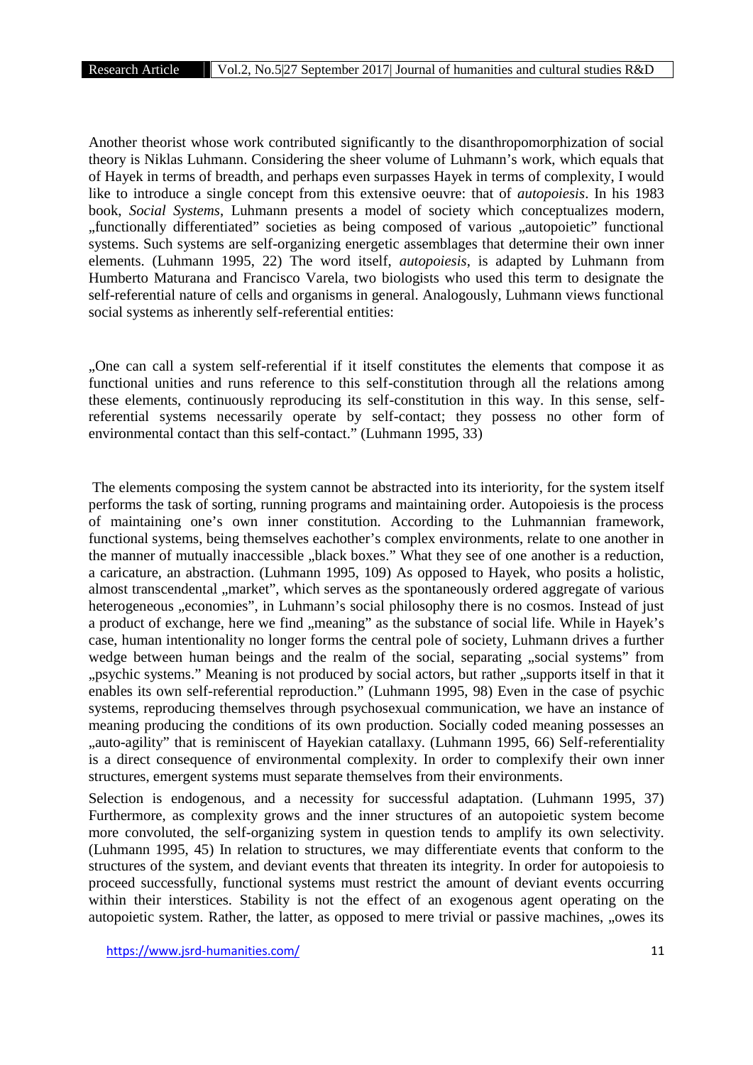Another theorist whose work contributed significantly to the disanthropomorphization of social theory is Niklas Luhmann. Considering the sheer volume of Luhmann's work, which equals that of Hayek in terms of breadth, and perhaps even surpasses Hayek in terms of complexity, I would like to introduce a single concept from this extensive oeuvre: that of *autopoiesis*. In his 1983 book, *Social Systems*, Luhmann presents a model of society which conceptualizes modern, „functionally differentiated" societies as being composed of various „autopoietic" functional systems. Such systems are self-organizing energetic assemblages that determine their own inner elements. (Luhmann 1995, 22) The word itself, *autopoiesis*, is adapted by Luhmann from Humberto Maturana and Francisco Varela, two biologists who used this term to designate the self-referential nature of cells and organisms in general. Analogously, Luhmann views functional social systems as inherently self-referential entities:

„One can call a system self-referential if it itself constitutes the elements that compose it as functional unities and runs reference to this self-constitution through all the relations among these elements, continuously reproducing its self-constitution in this way. In this sense, self-referential systems necessarily operate by self-contact; they possess no other form of environmental contact than this self-contact." (Luhmann 1995, 33)

The elements composing the system cannot be abstracted into its interiority, for the system itself performs the task of sorting, running programs and maintaining order. Autopoiesis is the process of maintaining one's own inner constitution. According to the Luhmannian framework, functional systems, being themselves eachother's complex environments, relate to one another in the manner of mutually inaccessible „black boxes." What they see of one another is a reduction, a caricature, an abstraction. (Luhmann 1995, 109) As opposed to Hayek, who posits a holistic, almost transcendental „market", which serves as the spontaneously ordered aggregate of various heterogeneous „economies", in Luhmann's social philosophy there is no cosmos. Instead of just a product of exchange, here we find „meaning" as the substance of social life. While in Hayek's case, human intentionality no longer forms the central pole of society, Luhmann drives a further wedge between human beings and the realm of the social, separating „social systems" from „psychic systems." Meaning is not produced by social actors, but rather „supports itself in that it enables its own self-referential reproduction." (Luhmann 1995, 98) Even in the case of psychic systems, reproducing themselves through psychosexual communication, we have an instance of meaning producing the conditions of its own production. Socially coded meaning possesses an „auto-agility" that is reminiscent of Hayekian catallaxy. (Luhmann 1995, 66) Self-referentiality is a direct consequence of environmental complexity. In order to complexify their own inner structures, emergent systems must separate themselves from their environments.

Selection is endogenous, and a necessity for successful adaptation. (Luhmann 1995, 37) Furthermore, as complexity grows and the inner structures of an autopoietic system become more convoluted, the self-organizing system in question tends to amplify its own selectivity. (Luhmann 1995, 45) In relation to structures, we may differentiate events that conform to the structures of the system, and deviant events that threaten its integrity. In order for autopoiesis to proceed successfully, functional systems must restrict the amount of deviant events occurring within their interstices. Stability is not the effect of an exogenous agent operating on the autopoietic system. Rather, the latter, as opposed to mere trivial or passive machines, „owes its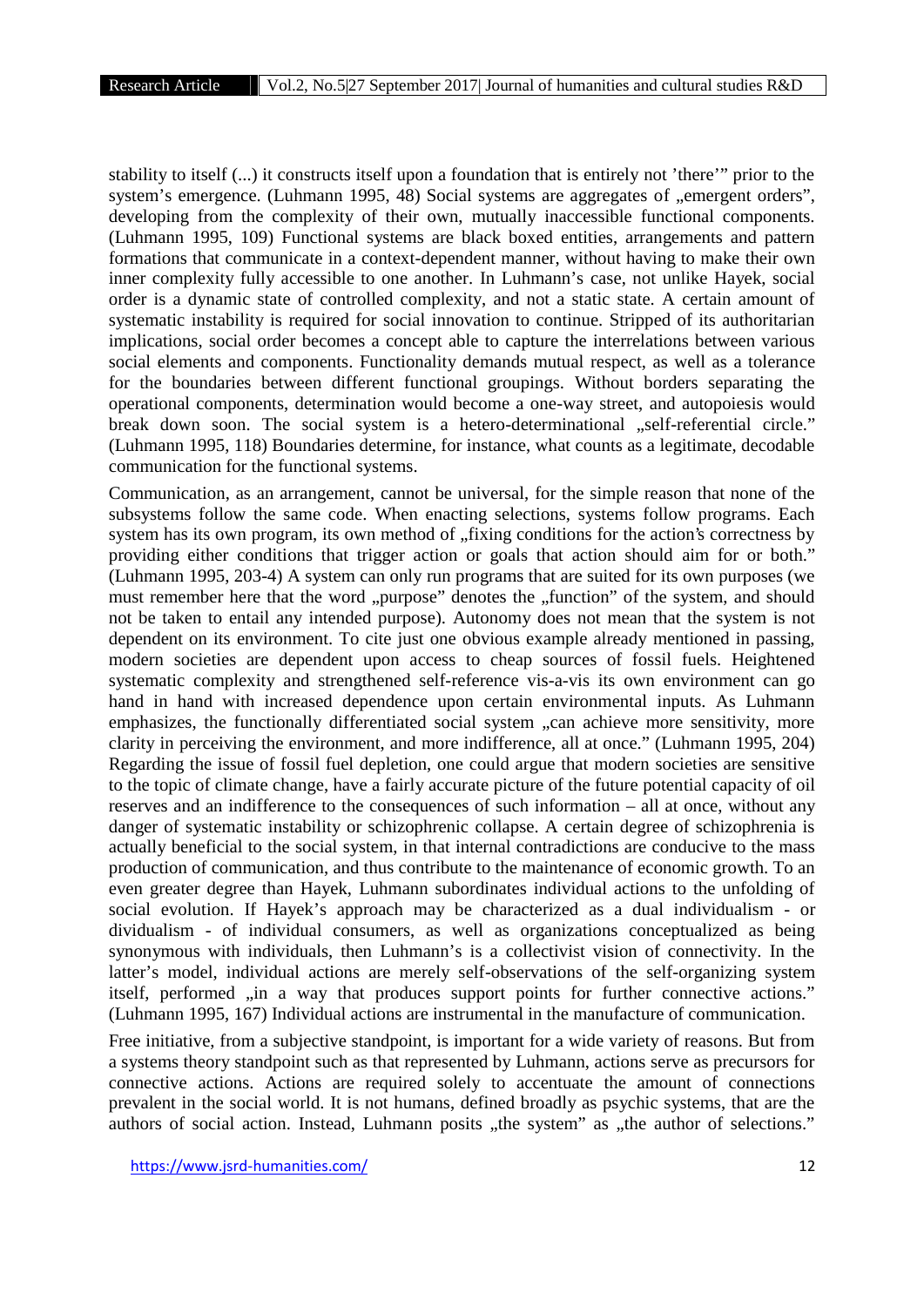stability to itself (...) it constructs itself upon a foundation that is entirely not 'there'" prior to the system's emergence. (Luhmann 1995, 48) Social systems are aggregates of „emergent orders", developing from the complexity of their own, mutually inaccessible functional components. (Luhmann 1995, 109) Functional systems are black boxed entities, arrangements and pattern formations that communicate in a context-dependent manner, without having to make their own inner complexity fully accessible to one another. In Luhmann's case, not unlike Hayek, social order is a dynamic state of controlled complexity, and not a static state. A certain amount of systematic instability is required for social innovation to continue. Stripped of its authoritarian implications, social order becomes a concept able to capture the interrelations between various social elements and components. Functionality demands mutual respect, as well as a tolerance for the boundaries between different functional groupings. Without borders separating the operational components, determination would become a one-way street, and autopoiesis would break down soon. The social system is a hetero-determinational „self-referential circle." (Luhmann 1995, 118) Boundaries determine, for instance, what counts as a legitimate, decodable communication for the functional systems.

Communication, as an arrangement, cannot be universal, for the simple reason that none of the subsystems follow the same code. When enacting selections, systems follow programs. Each system has its own program, its own method of „fixing conditions for the action's correctness by providing either conditions that trigger action or goals that action should aim for or both." (Luhmann 1995, 203-4) A system can only run programs that are suited for its own purposes (we must remember here that the word „purpose" denotes the „function" of the system, and should not be taken to entail any intended purpose). Autonomy does not mean that the system is not dependent on its environment. To cite just one obvious example already mentioned in passing, modern societies are dependent upon access to cheap sources of fossil fuels. Heightened systematic complexity and strengthened self-reference vis-a-vis its own environment can go hand in hand with increased dependence upon certain environmental inputs. As Luhmann emphasizes, the functionally differentiated social system „can achieve more sensitivity, more clarity in perceiving the environment, and more indifference, all at once." (Luhmann 1995, 204) Regarding the issue of fossil fuel depletion, one could argue that modern societies are sensitive to the topic of climate change, have a fairly accurate picture of the future potential capacity of oil reserves and an indifference to the consequences of such information – all at once, without any danger of systematic instability or schizophrenic collapse. A certain degree of schizophrenia is actually beneficial to the social system, in that internal contradictions are conducive to the mass production of communication, and thus contribute to the maintenance of economic growth. To an even greater degree than Hayek, Luhmann subordinates individual actions to the unfolding of social evolution. If Hayek's approach may be characterized as a dual individualism - or dividualism - of individual consumers, as well as organizations conceptualized as being synonymous with individuals, then Luhmann's is a collectivist vision of connectivity. In the latter's model, individual actions are merely self-observations of the self-organizing system itself, performed „in a way that produces support points for further connective actions." (Luhmann 1995, 167) Individual actions are instrumental in the manufacture of communication.

Free initiative, from a subjective standpoint, is important for a wide variety of reasons. But from a systems theory standpoint such as that represented by Luhmann, actions serve as precursors for connective actions. Actions are required solely to accentuate the amount of connections prevalent in the social world. It is not humans, defined broadly as psychic systems, that are the authors of social action. Instead, Luhmann posits „the system" as „the author of selections."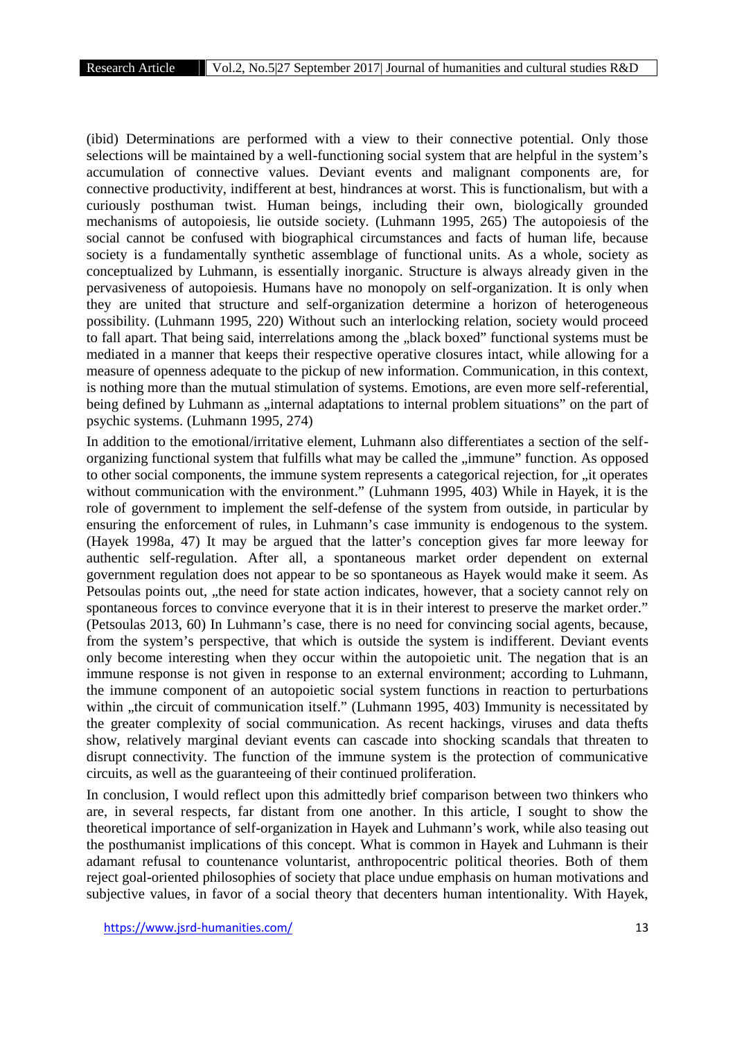(ibid) Determinations are performed with a view to their connective potential. Only those selections will be maintained by a well-functioning social system that are helpful in the system's accumulation of connective values. Deviant events and malignant components are, for connective productivity, indifferent at best, hindrances at worst. This is functionalism, but with a curiously posthuman twist. Human beings, including their own, biologically grounded mechanisms of autopoiesis, lie outside society. (Luhmann 1995, 265) The autopoiesis of the social cannot be confused with biographical circumstances and facts of human life, because society is a fundamentally synthetic assemblage of functional units. As a whole, society as conceptualized by Luhmann, is essentially inorganic. Structure is always already given in the pervasiveness of autopoiesis. Humans have no monopoly on self-organization. It is only when they are united that structure and self-organization determine a horizon of heterogeneous possibility. (Luhmann 1995, 220) Without such an interlocking relation, society would proceed to fall apart. That being said, interrelations among the „black boxed" functional systems must be mediated in a manner that keeps their respective operative closures intact, while allowing for a measure of openness adequate to the pickup of new information. Communication, in this context, is nothing more than the mutual stimulation of systems. Emotions, are even more self-referential, being defined by Luhmann as „internal adaptations to internal problem situations" on the part of psychic systems. (Luhmann 1995, 274)

In addition to the emotional/irritative element, Luhmann also differentiates a section of the self-organizing functional system that fulfills what may be called the „immune" function. As opposed to other social components, the immune system represents a categorical rejection, for „it operates without communication with the environment." (Luhmann 1995, 403) While in Hayek, it is the role of government to implement the self-defense of the system from outside, in particular by ensuring the enforcement of rules, in Luhmann's case immunity is endogenous to the system. (Hayek 1998a, 47) It may be argued that the latter's conception gives far more leeway for authentic self-regulation. After all, a spontaneous market order dependent on external government regulation does not appear to be so spontaneous as Hayek would make it seem. As Petsoulas points out, „the need for state action indicates, however, that a society cannot rely on spontaneous forces to convince everyone that it is in their interest to preserve the market order." (Petsoulas 2013, 60) In Luhmann's case, there is no need for convincing social agents, because, from the system's perspective, that which is outside the system is indifferent. Deviant events only become interesting when they occur within the autopoietic unit. The negation that is an immune response is not given in response to an external environment; according to Luhmann, the immune component of an autopoietic social system functions in reaction to perturbations within „the circuit of communication itself." (Luhmann 1995, 403) Immunity is necessitated by the greater complexity of social communication. As recent hackings, viruses and data thefts show, relatively marginal deviant events can cascade into shocking scandals that threaten to disrupt connectivity. The function of the immune system is the protection of communicative circuits, as well as the guaranteeing of their continued proliferation.

In conclusion, I would reflect upon this admittedly brief comparison between two thinkers who are, in several respects, far distant from one another. In this article, I sought to show the theoretical importance of self-organization in Hayek and Luhmann's work, while also teasing out the posthumanist implications of this concept. What is common in Hayek and Luhmann is their adamant refusal to countenance voluntarist, anthropocentric political theories. Both of them reject goal-oriented philosophies of society that place undue emphasis on human motivations and subjective values, in favor of a social theory that decenters human intentionality. With Hayek,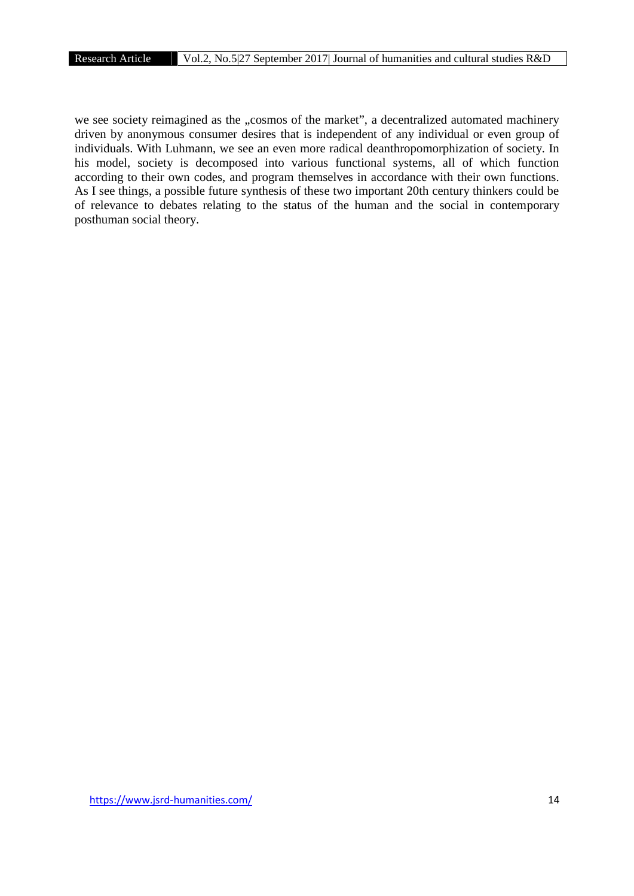we see society reimagined as the „cosmos of the market", a decentralized automated machinery driven by anonymous consumer desires that is independent of any individual or even group of individuals. With Luhmann, we see an even more radical deanthropomorphization of society. In his model, society is decomposed into various functional systems, all of which function according to their own codes, and program themselves in accordance with their own functions. As I see things, a possible future synthesis of these two important 20th century thinkers could be of relevance to debates relating to the status of the human and the social in contemporary posthuman social theory.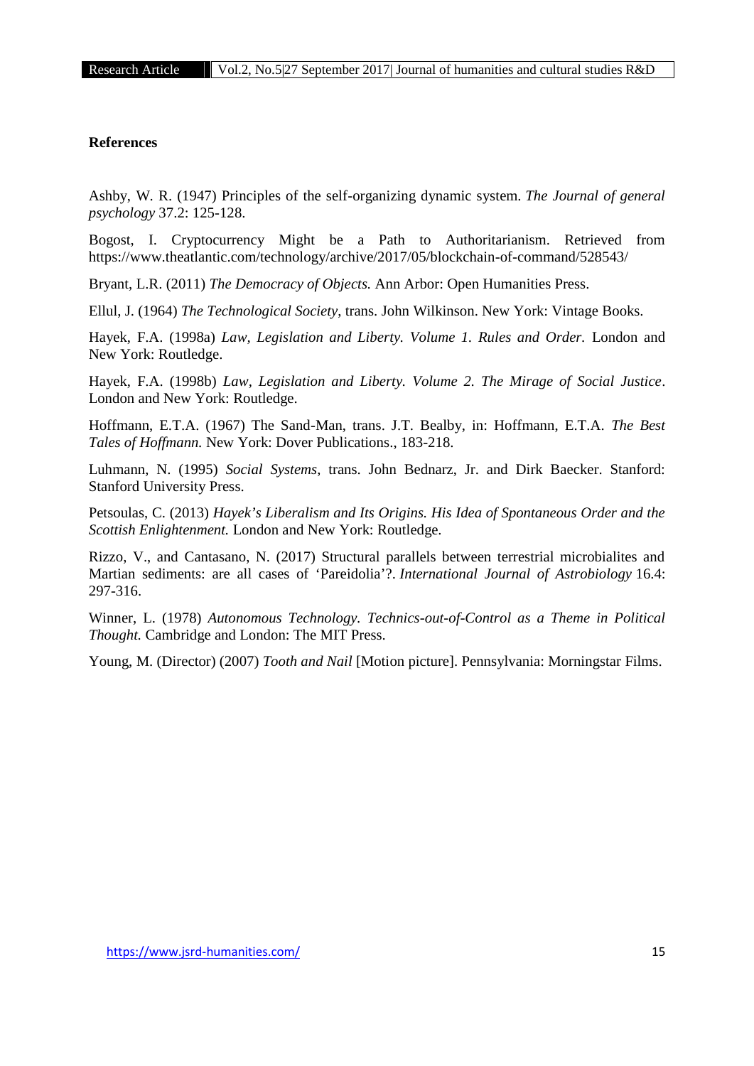**References**

Ashby, W. R. (1947) Principles of the self-organizing dynamic system. *The Journal of general psychology* 37.2: 125-128.

Bogost, I. Cryptocurrency Might be a Path to Authoritarianism. Retrieved from https://www.theatlantic.com/technology/archive/2017/05/blockchain-of-command/528543/

Bryant, L.R. (2011) *The Democracy of Objects.* Ann Arbor: Open Humanities Press.

Ellul, J. (1964) *The Technological Society*, trans. John Wilkinson. New York: Vintage Books.

Hayek, F.A. (1998a) *Law, Legislation and Liberty. Volume 1. Rules and Order.* London and New York: Routledge.

Hayek, F.A. (1998b) *Law, Legislation and Liberty. Volume 2. The Mirage of Social Justice*. London and New York: Routledge.

Hoffmann, E.T.A. (1967) The Sand-Man, trans. J.T. Bealby, in: Hoffmann, E.T.A. *The Best Tales of Hoffmann.* New York: Dover Publications., 183-218.

Luhmann, N. (1995) *Social Systems*, trans. John Bednarz, Jr. and Dirk Baecker. Stanford: Stanford University Press.

Petsoulas, C. (2013) *Hayek's Liberalism and Its Origins. His Idea of Spontaneous Order and the Scottish Enlightenment.* London and New York: Routledge.

Rizzo, V., and Cantasano, N. (2017) Structural parallels between terrestrial microbialites and Martian sediments: are all cases of 'Pareidolia'?. *International Journal of Astrobiology* 16.4: 297-316.

Winner, L. (1978) *Autonomous Technology. Technics-out-of-Control as a Theme in Political Thought.* Cambridge and London: The MIT Press.

Young, M. (Director) (2007) *Tooth and Nail* [Motion picture]. Pennsylvania: Morningstar Films.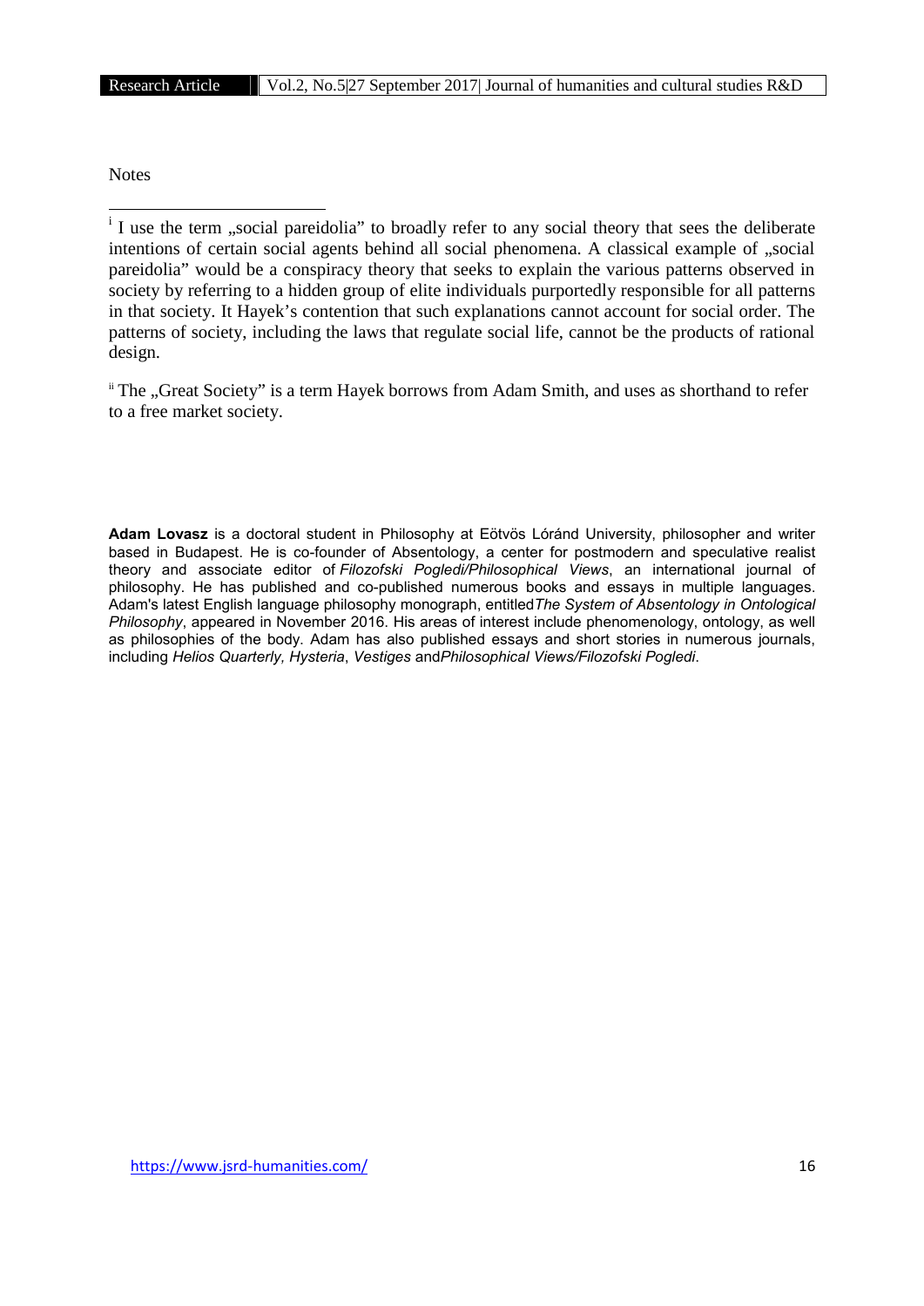Notes

[i] I use the term „social pareidolia" to broadly refer to any social theory that sees the deliberate intentions of certain social agents behind all social phenomena. A classical example of „social pareidolia" would be a conspiracy theory that seeks to explain the various patterns observed in society by referring to a hidden group of elite individuals purportedly responsible for all patterns in that society. It Hayek's contention that such explanations cannot account for social order. The patterns of society, including the laws that regulate social life, cannot be the products of rational design.

[ii] The „Great Society" is a term Hayek borrows from Adam Smith, and uses as shorthand to refer to a free market society.

**Adam Lovasz** is a doctoral student in Philosophy at Eötvös Lóránd University, philosopher and writer based in Budapest. He is co-founder of Absentology, a center for postmodern and speculative realist theory and associate editor of *Filozofski Pogledi/Philosophical Views*, an international journal of philosophy. He has published and co-published numerous books and essays in multiple languages. Adam's latest English language philosophy monograph, entitled*The System of Absentology in Ontological Philosophy*, appeared in November 2016. His areas of interest include phenomenology, ontology, as well as philosophies of the body. Adam has also published essays and short stories in numerous journals, including *Helios Quarterly, Hysteria*, *Vestiges* and*Philosophical Views/Filozofski Pogledi*.